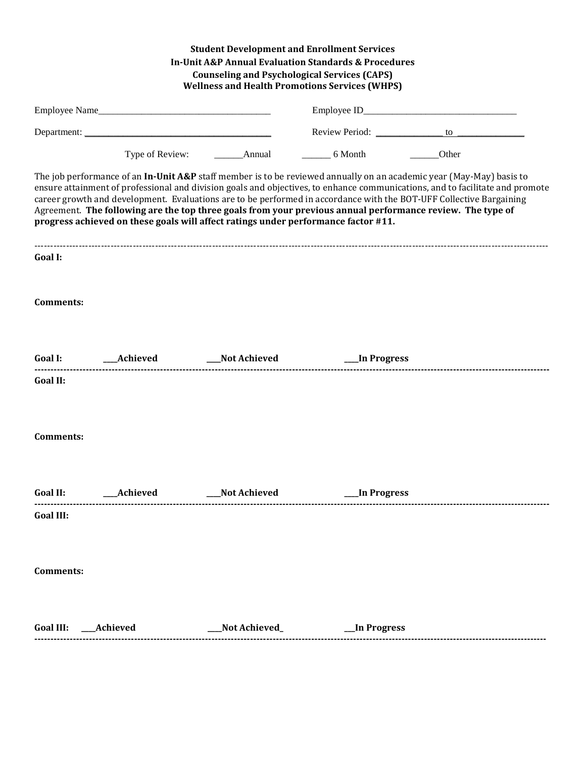**Student Development and Enrollment Services**
**In-Unit A&P Annual Evaluation Standards & Procedures**
**Counseling and Psychological Services (CAPS)**
**Wellness and Health Promotions Services (WHPS)**

Employee Name_______________________________________ Employee ID___________________________________

Department: ____________________________________________ Review Period: _______________ to _______________

Type of Review: ______Annual ______ 6 Month ______Other

The job performance of an **In-Unit A&P** staff member is to be reviewed annually on an academic year (May-May) basis to ensure attainment of professional and division goals and objectives, to enhance communications, and to facilitate and promote career growth and development. Evaluations are to be performed in accordance with the BOT-UFF Collective Bargaining Agreement. **The following are the top three goals from your previous annual performance review. The type of progress achieved on these goals will affect ratings under performance factor #11.**

---

**Goal I:**

**Comments:**

**Goal I:** **___Achieved** **___Not Achieved** **___In Progress**

---

**Goal II:**

**Comments:**

**Goal II:** **___Achieved** **___Not Achieved** **___In Progress**

---

**Goal III:**

**Comments:**

**Goal III:** **___Achieved** **___Not Achieved_** **__In Progress**

---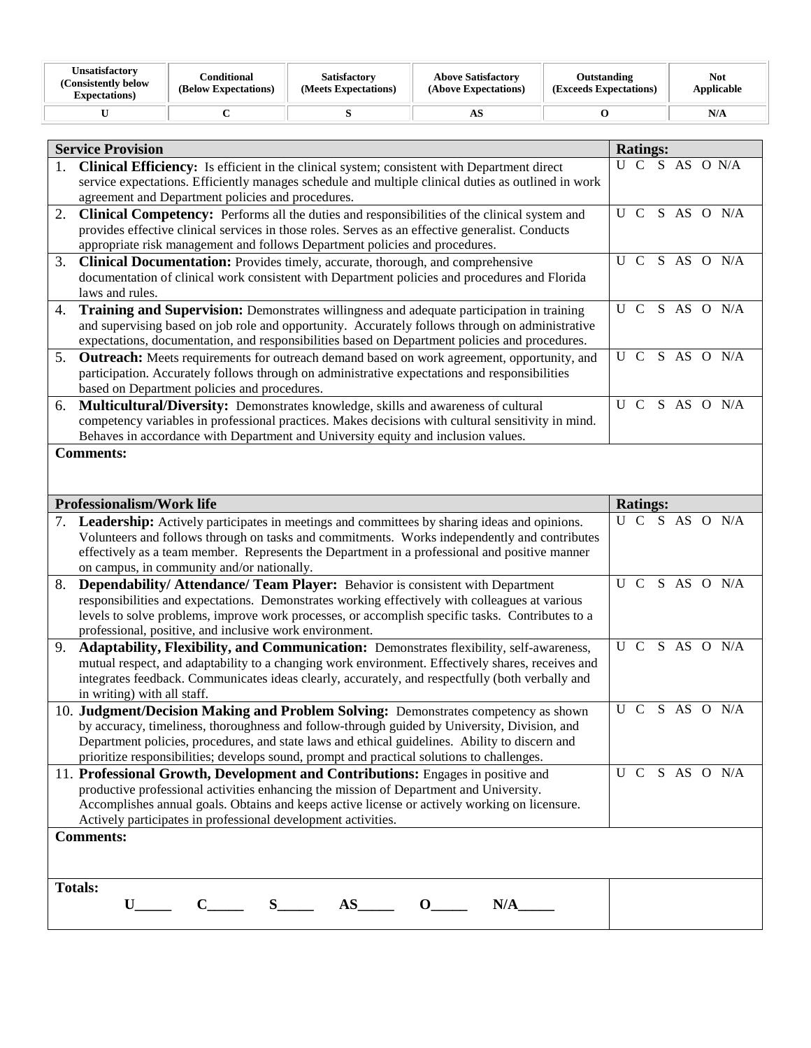| Unsatisfactory (Consistently below Expectations) | Conditional (Below Expectations) | Satisfactory (Meets Expectations) | Above Satisfactory (Above Expectations) | Outstanding (Exceeds Expectations) | Not Applicable |
|---|---|---|---|---|---|
| U | C | S | AS | O | N/A |

| **Service Provision** | **Ratings:** |
|---|---|
| 1. **Clinical Efficiency:** Is efficient in the clinical system; consistent with Department direct service expectations. Efficiently manages schedule and multiple clinical duties as outlined in work agreement and Department policies and procedures. | U C S AS O N/A |
| 2. **Clinical Competency:** Performs all the duties and responsibilities of the clinical system and provides effective clinical services in those roles. Serves as an effective generalist. Conducts appropriate risk management and follows Department policies and procedures. | U C S AS O N/A |
| 3. **Clinical Documentation:** Provides timely, accurate, thorough, and comprehensive documentation of clinical work consistent with Department policies and procedures and Florida laws and rules. | U C S AS O N/A |
| 4. **Training and Supervision:** Demonstrates willingness and adequate participation in training and supervising based on job role and opportunity. Accurately follows through on administrative expectations, documentation, and responsibilities based on Department policies and procedures. | U C S AS O N/A |
| 5. **Outreach:** Meets requirements for outreach demand based on work agreement, opportunity, and participation. Accurately follows through on administrative expectations and responsibilities based on Department policies and procedures. | U C S AS O N/A |
| 6. **Multicultural/Diversity:** Demonstrates knowledge, skills and awareness of cultural competency variables in professional practices. Makes decisions with cultural sensitivity in mind. Behaves in accordance with Department and University equity and inclusion values. | U C S AS O N/A |
| **Comments:** | |

| **Professionalism/Work life** | **Ratings:** |
|---|---|
| 7. **Leadership:** Actively participates in meetings and committees by sharing ideas and opinions. Volunteers and follows through on tasks and commitments. Works independently and contributes effectively as a team member. Represents the Department in a professional and positive manner on campus, in community and/or nationally. | U C S AS O N/A |
| 8. **Dependability/ Attendance/ Team Player:** Behavior is consistent with Department responsibilities and expectations. Demonstrates working effectively with colleagues at various levels to solve problems, improve work processes, or accomplish specific tasks. Contributes to a professional, positive, and inclusive work environment. | U C S AS O N/A |
| 9. **Adaptability, Flexibility, and Communication:** Demonstrates flexibility, self-awareness, mutual respect, and adaptability to a changing work environment. Effectively shares, receives and integrates feedback. Communicates ideas clearly, accurately, and respectfully (both verbally and in writing) with all staff. | U C S AS O N/A |
| 10. **Judgment/Decision Making and Problem Solving:** Demonstrates competency as shown by accuracy, timeliness, thoroughness and follow-through guided by University, Division, and Department policies, procedures, and state laws and ethical guidelines. Ability to discern and prioritize responsibilities; develops sound, prompt and practical solutions to challenges. | U C S AS O N/A |
| 11. **Professional Growth, Development and Contributions:** Engages in positive and productive professional activities enhancing the mission of Department and University. Accomplishes annual goals. Obtains and keeps active license or actively working on licensure. Actively participates in professional development activities. | U C S AS O N/A |
| **Comments:** | |
| **Totals:** **U_____ C_____ S_____ AS_____ O_____ N/A_____** | |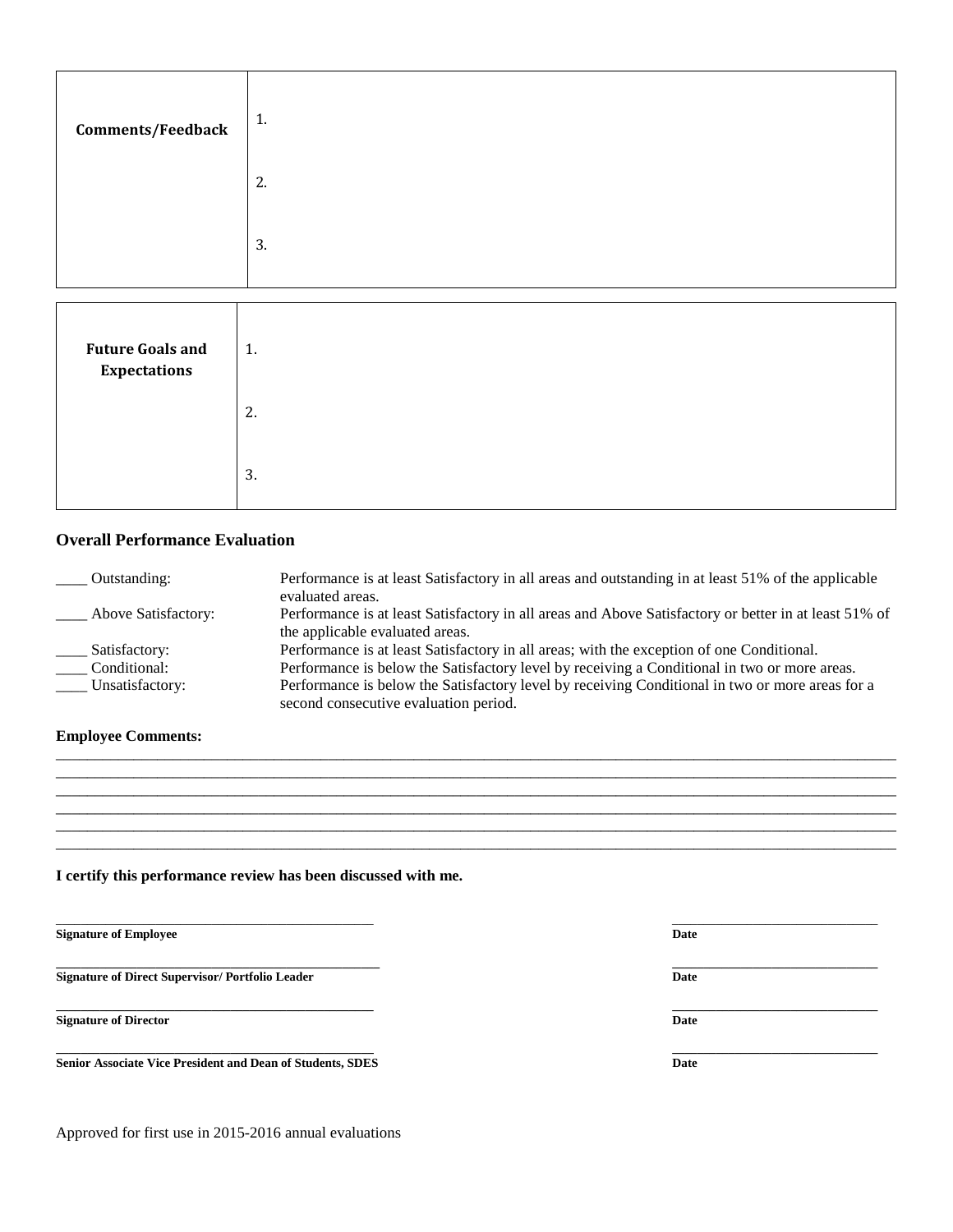| | |
|---|---|
| **Comments/Feedback** | 1.<br><br>2.<br><br>3. |

| | |
|---|---|
| **Future Goals and Expectations** | 1.<br><br>2.<br><br>3. |

### Overall Performance Evaluation

| | |
|---|---|
| ____ Outstanding: | Performance is at least Satisfactory in all areas and outstanding in at least 51% of the applicable evaluated areas. |
| ____ Above Satisfactory: | Performance is at least Satisfactory in all areas and Above Satisfactory or better in at least 51% of the applicable evaluated areas. |
| ____ Satisfactory: | Performance is at least Satisfactory in all areas; with the exception of one Conditional. |
| ____ Conditional: | Performance is below the Satisfactory level by receiving a Conditional in two or more areas. |
| ____ Unsatisfactory: | Performance is below the Satisfactory level by receiving Conditional in two or more areas for a second consecutive evaluation period. |

**Employee Comments:**

______________________________________________________________________________________________
______________________________________________________________________________________________
______________________________________________________________________________________________
______________________________________________________________________________________________
______________________________________________________________________________________________
______________________________________________________________________________________________

**I certify this performance review has been discussed with me.**

| | |
|---|---|
| ______________________________________ | ______________________________ |
| **Signature of Employee** | **Date** |
| ______________________________________ | ______________________________ |
| **Signature of Direct Supervisor/ Portfolio Leader** | **Date** |
| ______________________________________ | ______________________________ |
| **Signature of Director** | **Date** |
| ______________________________________ | ______________________________ |
| **Senior Associate Vice President and Dean of Students, SDES** | **Date** |

Approved for first use in 2015-2016 annual evaluations